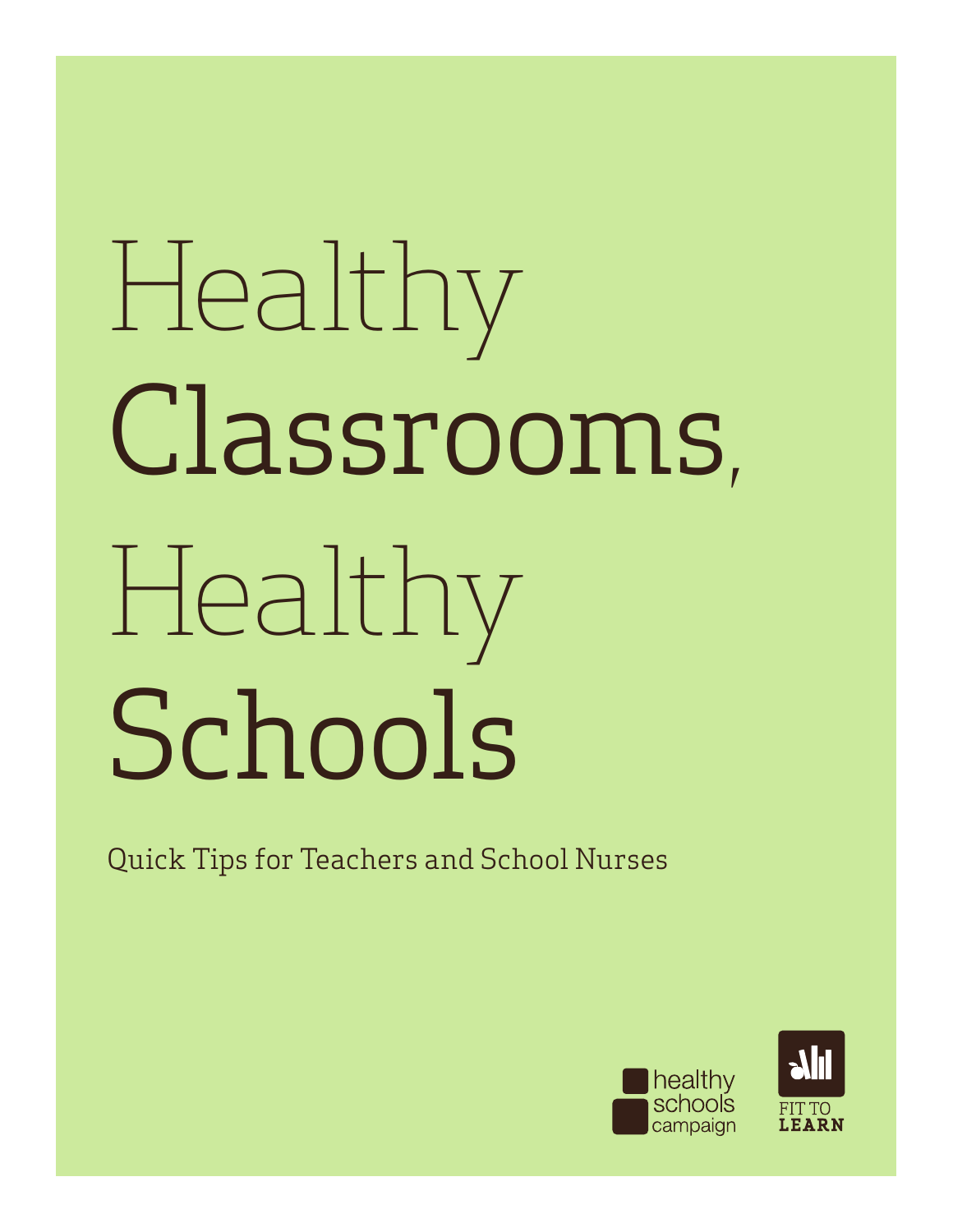# Healthy Classrooms, Healthy Schools

Quick Tips for Teachers and School Nurses

healthy schools campaign

FIT TO LEARN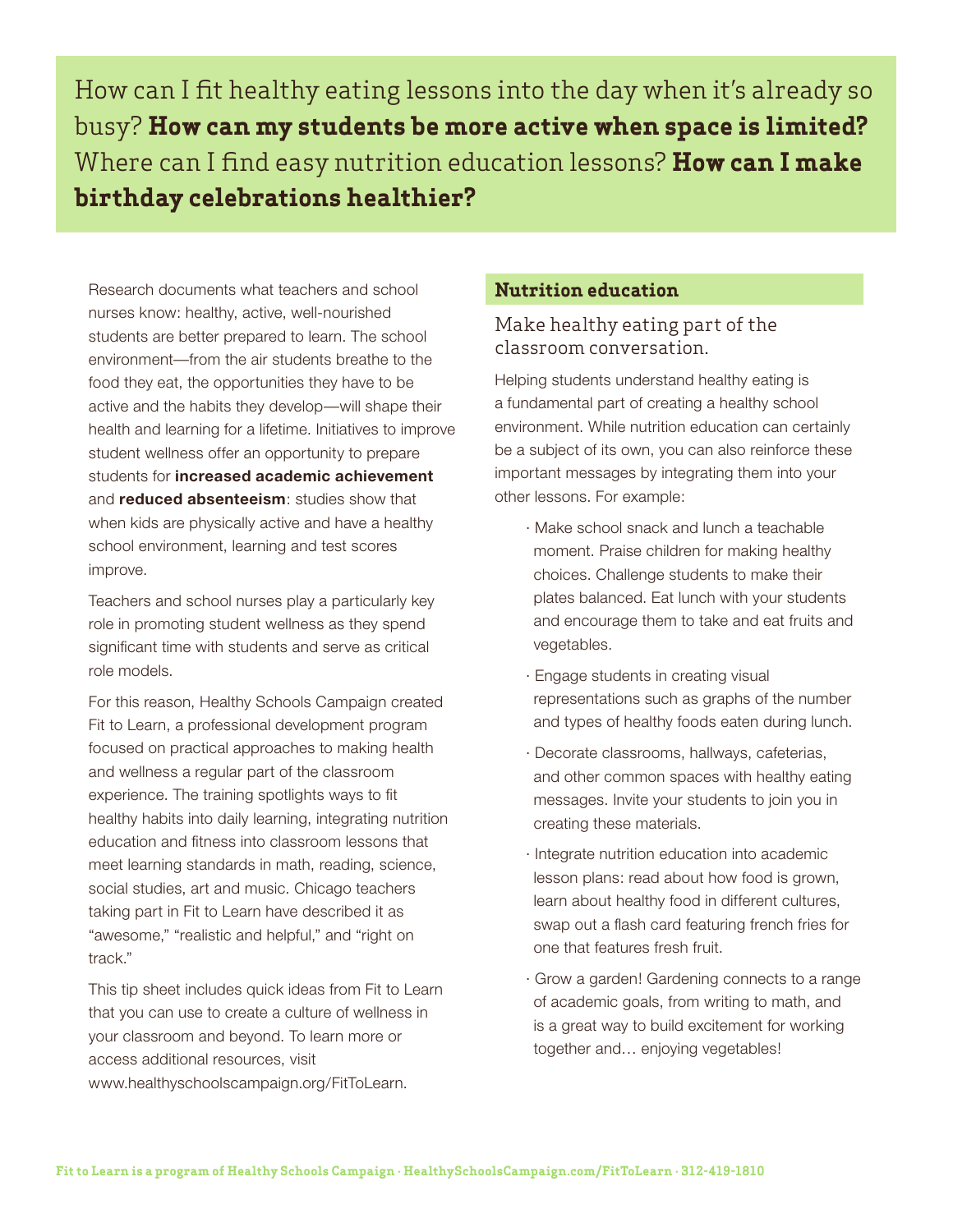How can I fit healthy eating lessons into the day when it's already so busy? **How can my students be more active when space is limited?** Where can I find easy nutrition education lessons? **How can I make birthday celebrations healthier?**

Research documents what teachers and school nurses know: healthy, active, well-nourished students are better prepared to learn. The school environment—from the air students breathe to the food they eat, the opportunities they have to be active and the habits they develop—will shape their health and learning for a lifetime. Initiatives to improve student wellness offer an opportunity to prepare students for **increased academic achievement** and **reduced absenteeism**: studies show that when kids are physically active and have a healthy school environment, learning and test scores improve.

Teachers and school nurses play a particularly key role in promoting student wellness as they spend significant time with students and serve as critical role models.

For this reason, Healthy Schools Campaign created Fit to Learn, a professional development program focused on practical approaches to making health and wellness a regular part of the classroom experience. The training spotlights ways to fit healthy habits into daily learning, integrating nutrition education and fitness into classroom lessons that meet learning standards in math, reading, science, social studies, art and music. Chicago teachers taking part in Fit to Learn have described it as "awesome," "realistic and helpful," and "right on track."

This tip sheet includes quick ideas from Fit to Learn that you can use to create a culture of wellness in your classroom and beyond. To learn more or access additional resources, visit www.healthyschoolscampaign.org/FitToLearn.

## Nutrition education

### Make healthy eating part of the classroom conversation.

Helping students understand healthy eating is a fundamental part of creating a healthy school environment. While nutrition education can certainly be a subject of its own, you can also reinforce these important messages by integrating them into your other lessons. For example:

- Make school snack and lunch a teachable moment. Praise children for making healthy choices. Challenge students to make their plates balanced. Eat lunch with your students and encourage them to take and eat fruits and vegetables.
- Engage students in creating visual representations such as graphs of the number and types of healthy foods eaten during lunch.
- Decorate classrooms, hallways, cafeterias, and other common spaces with healthy eating messages. Invite your students to join you in creating these materials.
- Integrate nutrition education into academic lesson plans: read about how food is grown, learn about healthy food in different cultures, swap out a flash card featuring french fries for one that features fresh fruit.
- Grow a garden! Gardening connects to a range of academic goals, from writing to math, and is a great way to build excitement for working together and… enjoying vegetables!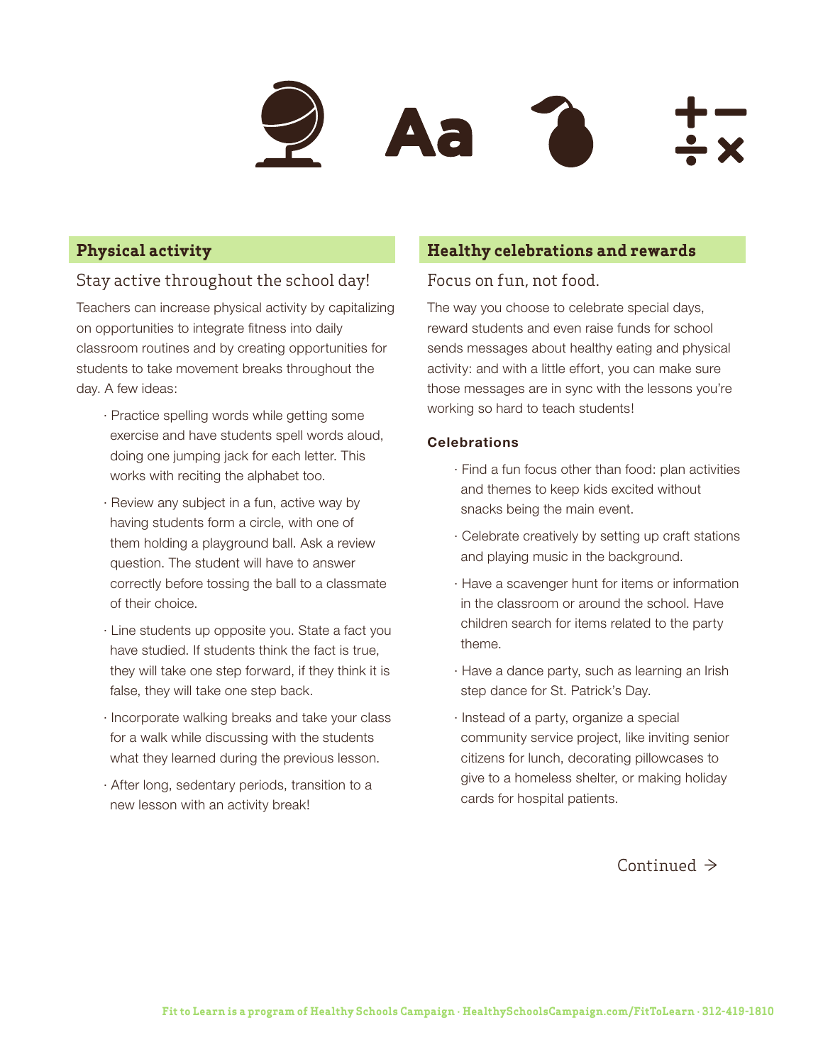## Physical activity

### Stay active throughout the school day!

Teachers can increase physical activity by capitalizing on opportunities to integrate fitness into daily classroom routines and by creating opportunities for students to take movement breaks throughout the day. A few ideas:

- Practice spelling words while getting some exercise and have students spell words aloud, doing one jumping jack for each letter. This works with reciting the alphabet too.
- Review any subject in a fun, active way by having students form a circle, with one of them holding a playground ball. Ask a review question. The student will have to answer correctly before tossing the ball to a classmate of their choice.
- Line students up opposite you. State a fact you have studied. If students think the fact is true, they will take one step forward, if they think it is false, they will take one step back.
- Incorporate walking breaks and take your class for a walk while discussing with the students what they learned during the previous lesson.
- After long, sedentary periods, transition to a new lesson with an activity break!

## Healthy celebrations and rewards

### Focus on fun, not food.

The way you choose to celebrate special days, reward students and even raise funds for school sends messages about healthy eating and physical activity: and with a little effort, you can make sure those messages are in sync with the lessons you're working so hard to teach students!

**Celebrations**

- Find a fun focus other than food: plan activities and themes to keep kids excited without snacks being the main event.
- Celebrate creatively by setting up craft stations and playing music in the background.
- Have a scavenger hunt for items or information in the classroom or around the school. Have children search for items related to the party theme.
- Have a dance party, such as learning an Irish step dance for St. Patrick's Day.
- Instead of a party, organize a special community service project, like inviting senior citizens for lunch, decorating pillowcases to give to a homeless shelter, or making holiday cards for hospital patients.

Continued →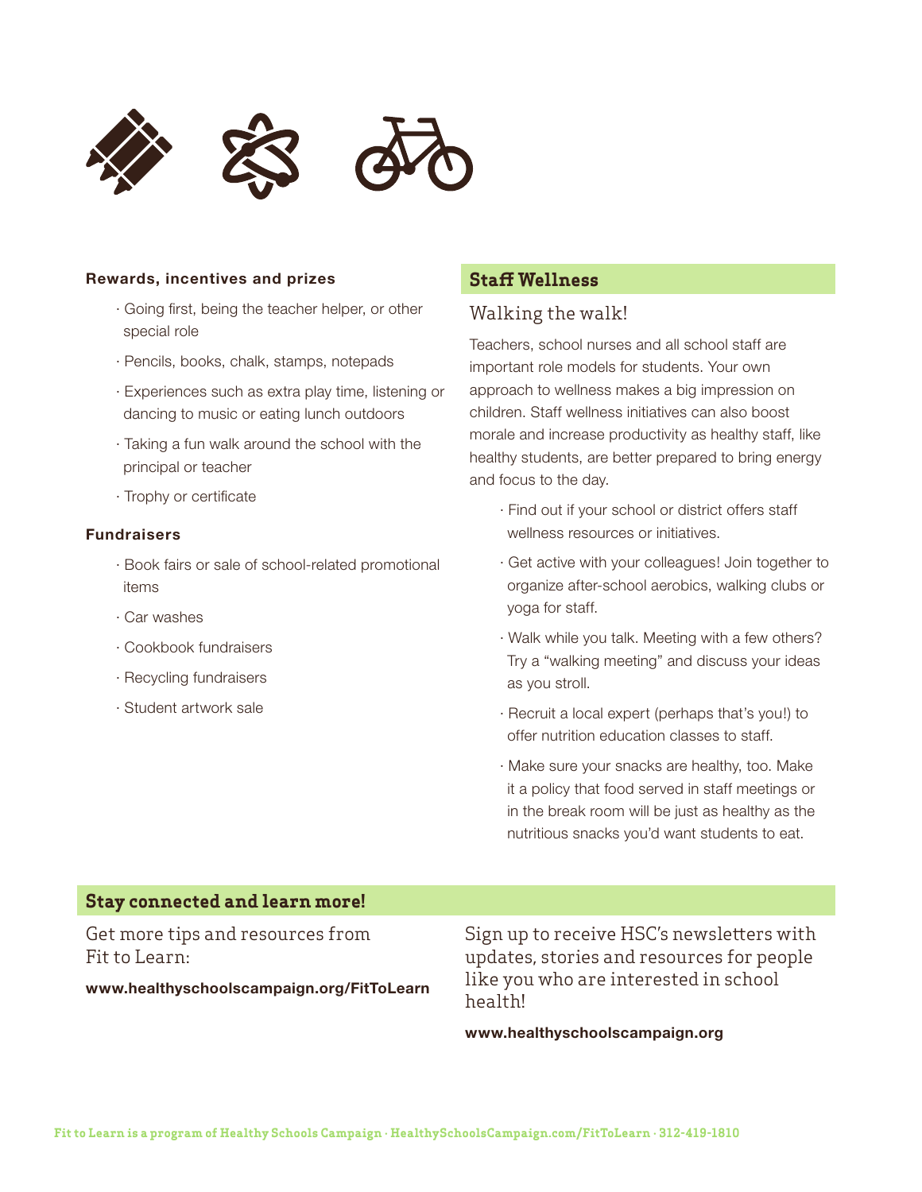**Rewards, incentives and prizes**

- Going first, being the teacher helper, or other special role
- Pencils, books, chalk, stamps, notepads
- Experiences such as extra play time, listening or dancing to music or eating lunch outdoors
- Taking a fun walk around the school with the principal or teacher
- Trophy or certificate

**Fundraisers**

- Book fairs or sale of school-related promotional items
- Car washes
- Cookbook fundraisers
- Recycling fundraisers
- Student artwork sale

## Staff Wellness

### Walking the walk!

Teachers, school nurses and all school staff are important role models for students. Your own approach to wellness makes a big impression on children. Staff wellness initiatives can also boost morale and increase productivity as healthy staff, like healthy students, are better prepared to bring energy and focus to the day.

- Find out if your school or district offers staff wellness resources or initiatives.
- Get active with your colleagues! Join together to organize after-school aerobics, walking clubs or yoga for staff.
- Walk while you talk. Meeting with a few others? Try a "walking meeting" and discuss your ideas as you stroll.
- Recruit a local expert (perhaps that's you!) to offer nutrition education classes to staff.
- Make sure your snacks are healthy, too. Make it a policy that food served in staff meetings or in the break room will be just as healthy as the nutritious snacks you'd want students to eat.

## Stay connected and learn more!

Get more tips and resources from Fit to Learn:

**www.healthyschoolscampaign.org/FitToLearn**

Sign up to receive HSC's newsletters with updates, stories and resources for people like you who are interested in school health!

**www.healthyschoolscampaign.org**